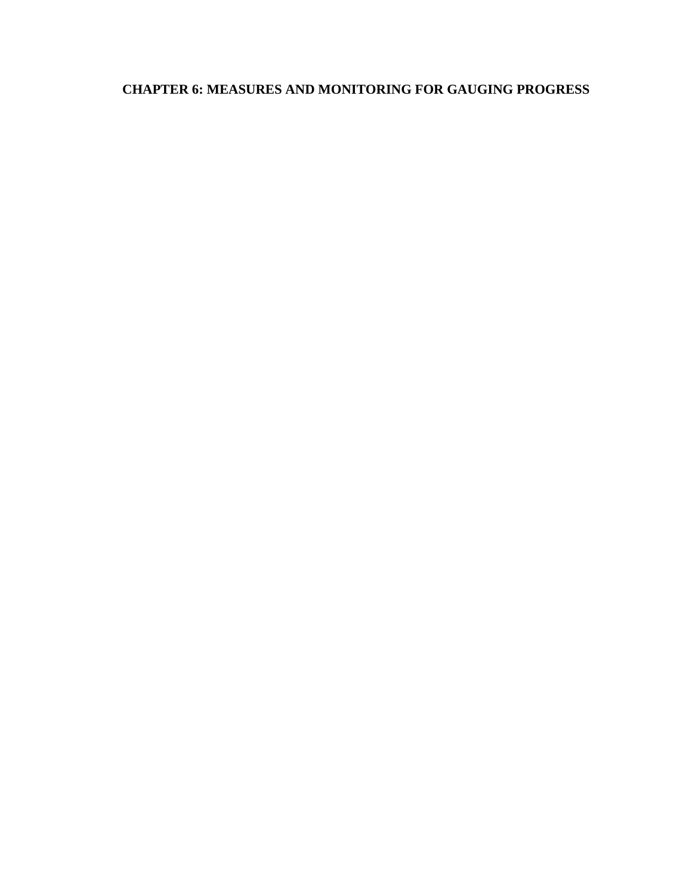# CHAPTER 6: MEASURES AND MONITORING FOR GAUGING PROGRESS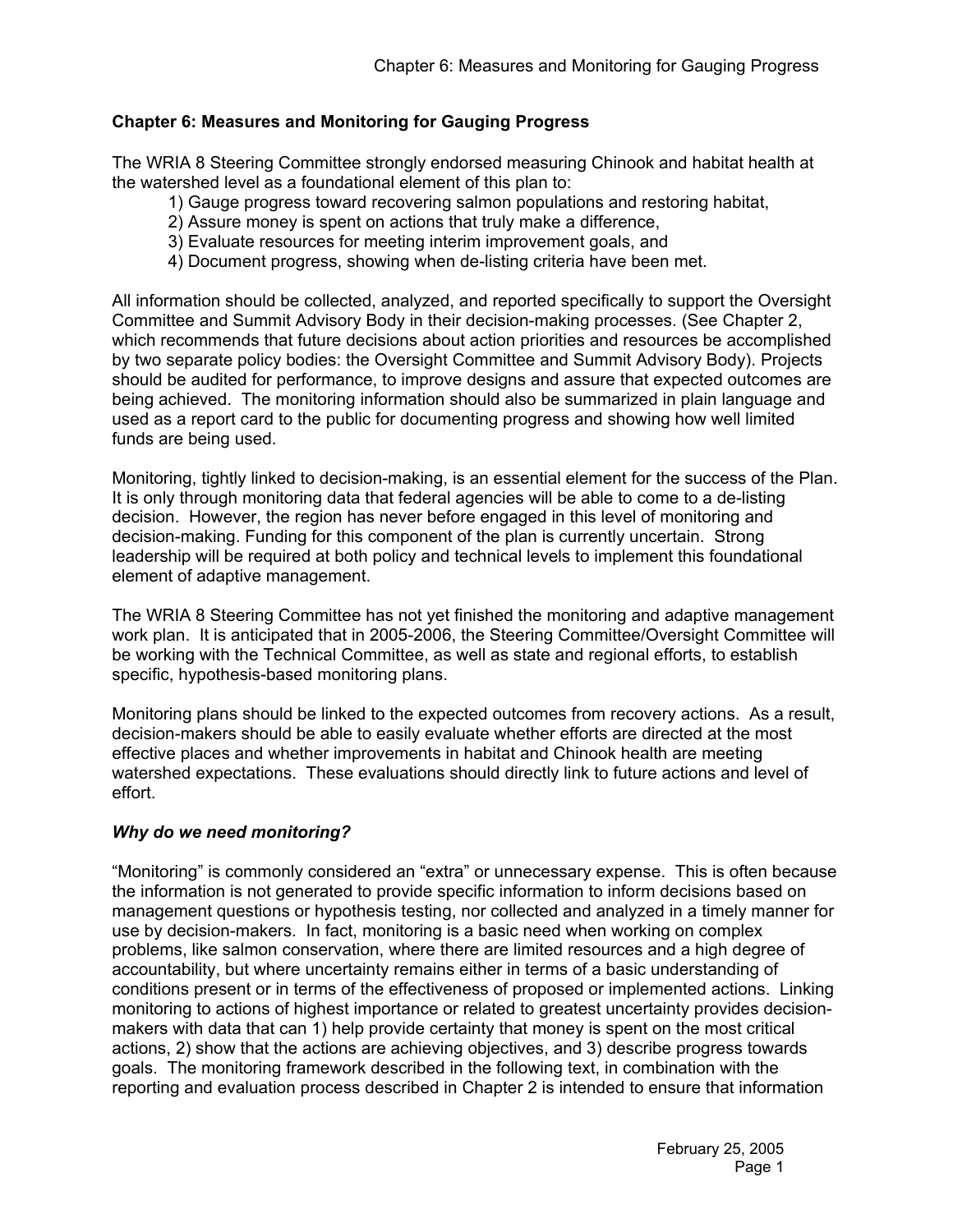## Chapter 6: Measures and Monitoring for Gauging Progress

The WRIA 8 Steering Committee strongly endorsed measuring Chinook and habitat health at the watershed level as a foundational element of this plan to:

1) Gauge progress toward recovering salmon populations and restoring habitat,
2) Assure money is spent on actions that truly make a difference,
3) Evaluate resources for meeting interim improvement goals, and
4) Document progress, showing when de-listing criteria have been met.

All information should be collected, analyzed, and reported specifically to support the Oversight Committee and Summit Advisory Body in their decision-making processes. (See Chapter 2, which recommends that future decisions about action priorities and resources be accomplished by two separate policy bodies: the Oversight Committee and Summit Advisory Body). Projects should be audited for performance, to improve designs and assure that expected outcomes are being achieved. The monitoring information should also be summarized in plain language and used as a report card to the public for documenting progress and showing how well limited funds are being used.

Monitoring, tightly linked to decision-making, is an essential element for the success of the Plan. It is only through monitoring data that federal agencies will be able to come to a de-listing decision. However, the region has never before engaged in this level of monitoring and decision-making. Funding for this component of the plan is currently uncertain. Strong leadership will be required at both policy and technical levels to implement this foundational element of adaptive management.

The WRIA 8 Steering Committee has not yet finished the monitoring and adaptive management work plan. It is anticipated that in 2005-2006, the Steering Committee/Oversight Committee will be working with the Technical Committee, as well as state and regional efforts, to establish specific, hypothesis-based monitoring plans.

Monitoring plans should be linked to the expected outcomes from recovery actions. As a result, decision-makers should be able to easily evaluate whether efforts are directed at the most effective places and whether improvements in habitat and Chinook health are meeting watershed expectations. These evaluations should directly link to future actions and level of effort.

### *Why do we need monitoring?*

"Monitoring" is commonly considered an "extra" or unnecessary expense. This is often because the information is not generated to provide specific information to inform decisions based on management questions or hypothesis testing, nor collected and analyzed in a timely manner for use by decision-makers. In fact, monitoring is a basic need when working on complex problems, like salmon conservation, where there are limited resources and a high degree of accountability, but where uncertainty remains either in terms of a basic understanding of conditions present or in terms of the effectiveness of proposed or implemented actions. Linking monitoring to actions of highest importance or related to greatest uncertainty provides decision-makers with data that can 1) help provide certainty that money is spent on the most critical actions, 2) show that the actions are achieving objectives, and 3) describe progress towards goals. The monitoring framework described in the following text, in combination with the reporting and evaluation process described in Chapter 2 is intended to ensure that information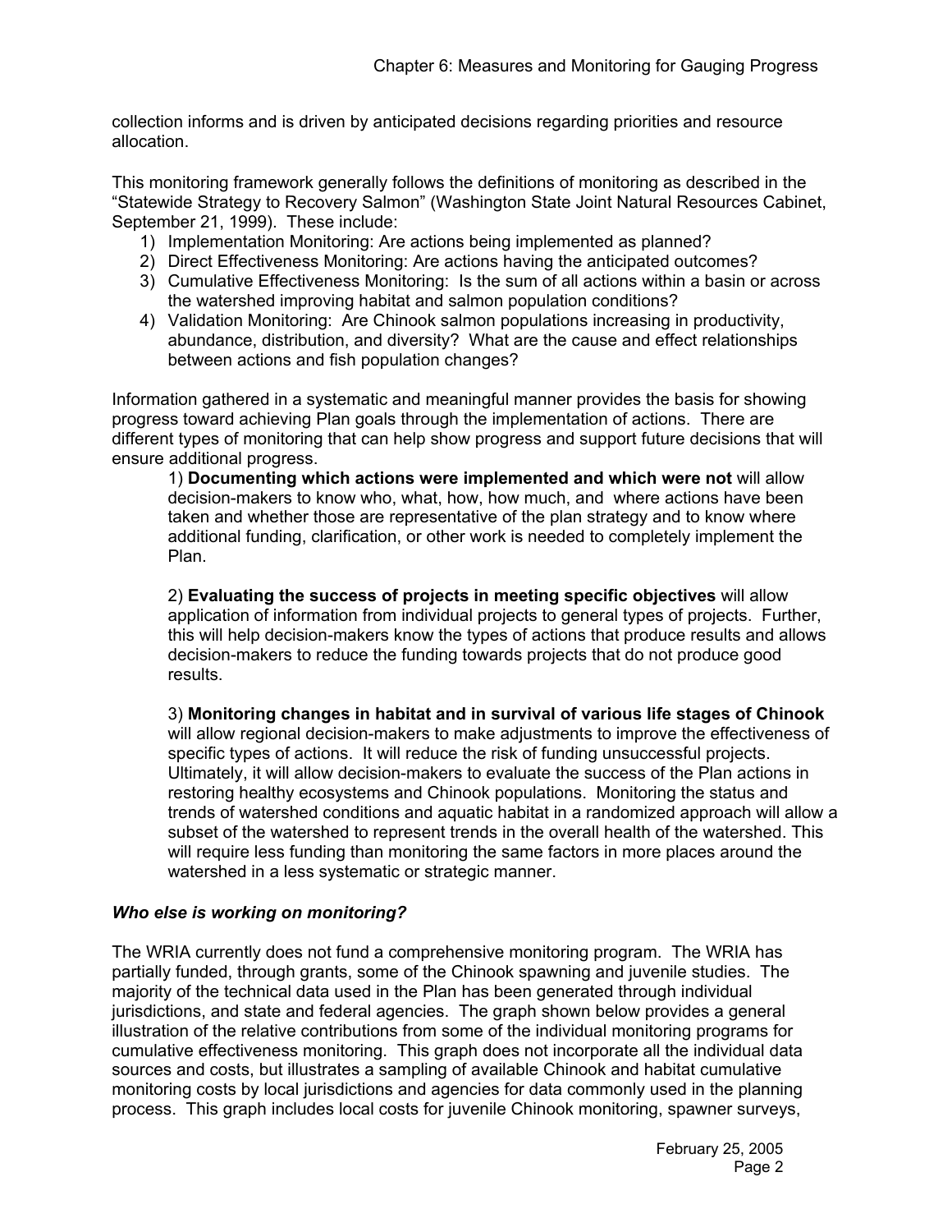collection informs and is driven by anticipated decisions regarding priorities and resource allocation.

This monitoring framework generally follows the definitions of monitoring as described in the "Statewide Strategy to Recovery Salmon" (Washington State Joint Natural Resources Cabinet, September 21, 1999). These include:

1) Implementation Monitoring: Are actions being implemented as planned?
2) Direct Effectiveness Monitoring: Are actions having the anticipated outcomes?
3) Cumulative Effectiveness Monitoring: Is the sum of all actions within a basin or across the watershed improving habitat and salmon population conditions?
4) Validation Monitoring: Are Chinook salmon populations increasing in productivity, abundance, distribution, and diversity? What are the cause and effect relationships between actions and fish population changes?

Information gathered in a systematic and meaningful manner provides the basis for showing progress toward achieving Plan goals through the implementation of actions. There are different types of monitoring that can help show progress and support future decisions that will ensure additional progress.

1) **Documenting which actions were implemented and which were not** will allow decision-makers to know who, what, how, how much, and where actions have been taken and whether those are representative of the plan strategy and to know where additional funding, clarification, or other work is needed to completely implement the Plan.

2) **Evaluating the success of projects in meeting specific objectives** will allow application of information from individual projects to general types of projects. Further, this will help decision-makers know the types of actions that produce results and allows decision-makers to reduce the funding towards projects that do not produce good results.

3) **Monitoring changes in habitat and in survival of various life stages of Chinook** will allow regional decision-makers to make adjustments to improve the effectiveness of specific types of actions. It will reduce the risk of funding unsuccessful projects. Ultimately, it will allow decision-makers to evaluate the success of the Plan actions in restoring healthy ecosystems and Chinook populations. Monitoring the status and trends of watershed conditions and aquatic habitat in a randomized approach will allow a subset of the watershed to represent trends in the overall health of the watershed. This will require less funding than monitoring the same factors in more places around the watershed in a less systematic or strategic manner.

### *Who else is working on monitoring?*

The WRIA currently does not fund a comprehensive monitoring program. The WRIA has partially funded, through grants, some of the Chinook spawning and juvenile studies. The majority of the technical data used in the Plan has been generated through individual jurisdictions, and state and federal agencies. The graph shown below provides a general illustration of the relative contributions from some of the individual monitoring programs for cumulative effectiveness monitoring. This graph does not incorporate all the individual data sources and costs, but illustrates a sampling of available Chinook and habitat cumulative monitoring costs by local jurisdictions and agencies for data commonly used in the planning process. This graph includes local costs for juvenile Chinook monitoring, spawner surveys,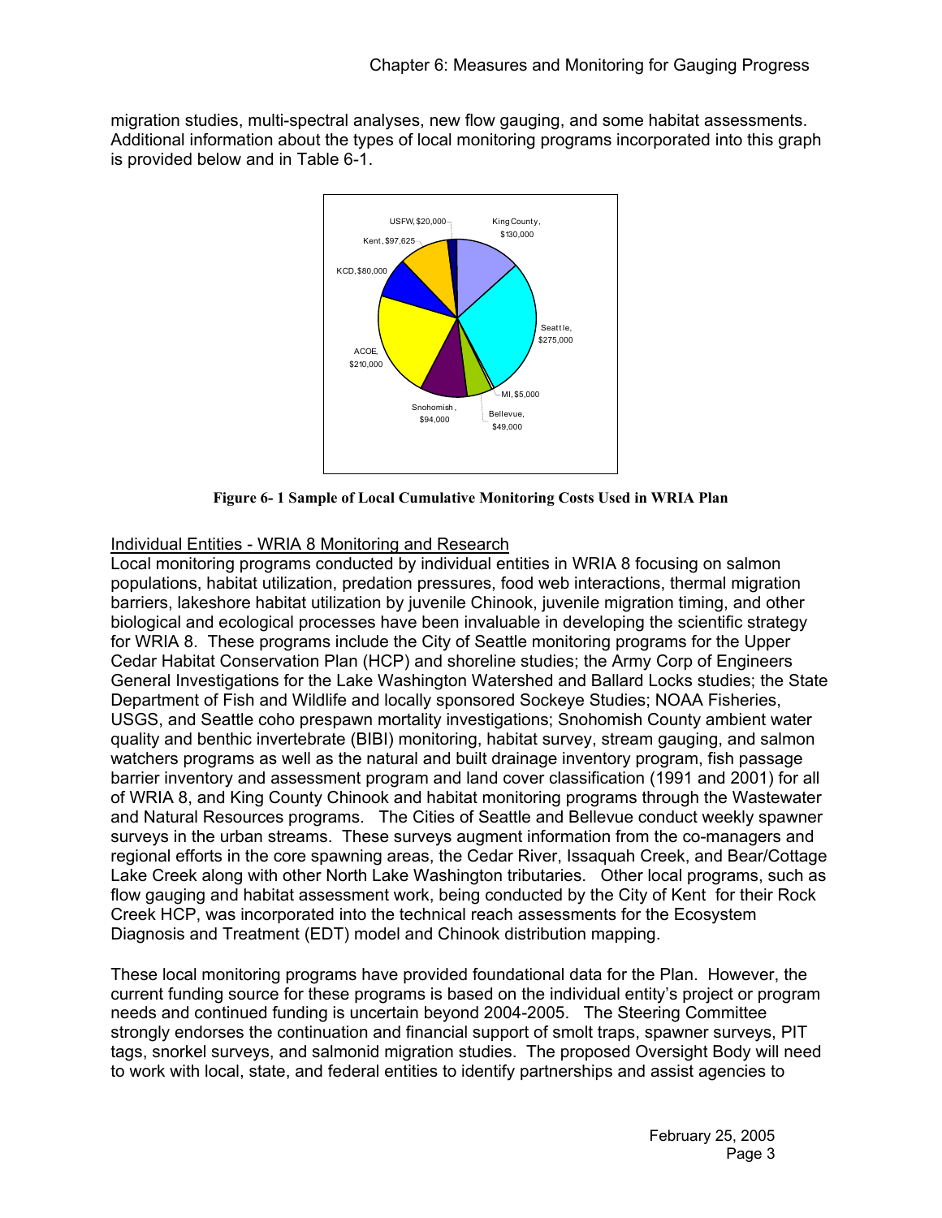migration studies, multi-spectral analyses, new flow gauging, and some habitat assessments. Additional information about the types of local monitoring programs incorporated into this graph is provided below and in Table 6-1.

**Figure 6- 1 Sample of Local Cumulative Monitoring Costs Used in WRIA Plan**

Individual Entities - WRIA 8 Monitoring and Research

Local monitoring programs conducted by individual entities in WRIA 8 focusing on salmon populations, habitat utilization, predation pressures, food web interactions, thermal migration barriers, lakeshore habitat utilization by juvenile Chinook, juvenile migration timing, and other biological and ecological processes have been invaluable in developing the scientific strategy for WRIA 8. These programs include the City of Seattle monitoring programs for the Upper Cedar Habitat Conservation Plan (HCP) and shoreline studies; the Army Corp of Engineers General Investigations for the Lake Washington Watershed and Ballard Locks studies; the State Department of Fish and Wildlife and locally sponsored Sockeye Studies; NOAA Fisheries, USGS, and Seattle coho prespawn mortality investigations; Snohomish County ambient water quality and benthic invertebrate (BIBI) monitoring, habitat survey, stream gauging, and salmon watchers programs as well as the natural and built drainage inventory program, fish passage barrier inventory and assessment program and land cover classification (1991 and 2001) for all of WRIA 8, and King County Chinook and habitat monitoring programs through the Wastewater and Natural Resources programs. The Cities of Seattle and Bellevue conduct weekly spawner surveys in the urban streams. These surveys augment information from the co-managers and regional efforts in the core spawning areas, the Cedar River, Issaquah Creek, and Bear/Cottage Lake Creek along with other North Lake Washington tributaries. Other local programs, such as flow gauging and habitat assessment work, being conducted by the City of Kent for their Rock Creek HCP, was incorporated into the technical reach assessments for the Ecosystem Diagnosis and Treatment (EDT) model and Chinook distribution mapping.

These local monitoring programs have provided foundational data for the Plan. However, the current funding source for these programs is based on the individual entity's project or program needs and continued funding is uncertain beyond 2004-2005. The Steering Committee strongly endorses the continuation and financial support of smolt traps, spawner surveys, PIT tags, snorkel surveys, and salmonid migration studies. The proposed Oversight Body will need to work with local, state, and federal entities to identify partnerships and assist agencies to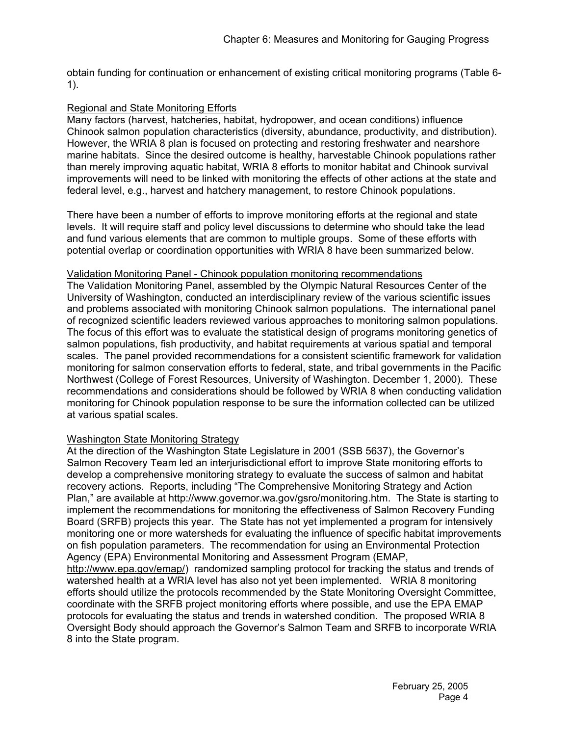obtain funding for continuation or enhancement of existing critical monitoring programs (Table 6-1).

Regional and State Monitoring Efforts

Many factors (harvest, hatcheries, habitat, hydropower, and ocean conditions) influence Chinook salmon population characteristics (diversity, abundance, productivity, and distribution). However, the WRIA 8 plan is focused on protecting and restoring freshwater and nearshore marine habitats. Since the desired outcome is healthy, harvestable Chinook populations rather than merely improving aquatic habitat, WRIA 8 efforts to monitor habitat and Chinook survival improvements will need to be linked with monitoring the effects of other actions at the state and federal level, e.g., harvest and hatchery management, to restore Chinook populations.

There have been a number of efforts to improve monitoring efforts at the regional and state levels. It will require staff and policy level discussions to determine who should take the lead and fund various elements that are common to multiple groups. Some of these efforts with potential overlap or coordination opportunities with WRIA 8 have been summarized below.

Validation Monitoring Panel - Chinook population monitoring recommendations

The Validation Monitoring Panel, assembled by the Olympic Natural Resources Center of the University of Washington, conducted an interdisciplinary review of the various scientific issues and problems associated with monitoring Chinook salmon populations. The international panel of recognized scientific leaders reviewed various approaches to monitoring salmon populations. The focus of this effort was to evaluate the statistical design of programs monitoring genetics of salmon populations, fish productivity, and habitat requirements at various spatial and temporal scales. The panel provided recommendations for a consistent scientific framework for validation monitoring for salmon conservation efforts to federal, state, and tribal governments in the Pacific Northwest (College of Forest Resources, University of Washington. December 1, 2000). These recommendations and considerations should be followed by WRIA 8 when conducting validation monitoring for Chinook population response to be sure the information collected can be utilized at various spatial scales.

Washington State Monitoring Strategy

At the direction of the Washington State Legislature in 2001 (SSB 5637), the Governor's Salmon Recovery Team led an interjurisdictional effort to improve State monitoring efforts to develop a comprehensive monitoring strategy to evaluate the success of salmon and habitat recovery actions. Reports, including "The Comprehensive Monitoring Strategy and Action Plan," are available at http://www.governor.wa.gov/gsro/monitoring.htm. The State is starting to implement the recommendations for monitoring the effectiveness of Salmon Recovery Funding Board (SRFB) projects this year. The State has not yet implemented a program for intensively monitoring one or more watersheds for evaluating the influence of specific habitat improvements on fish population parameters. The recommendation for using an Environmental Protection Agency (EPA) Environmental Monitoring and Assessment Program (EMAP, http://www.epa.gov/emap/) randomized sampling protocol for tracking the status and trends of watershed health at a WRIA level has also not yet been implemented. WRIA 8 monitoring efforts should utilize the protocols recommended by the State Monitoring Oversight Committee, coordinate with the SRFB project monitoring efforts where possible, and use the EPA EMAP protocols for evaluating the status and trends in watershed condition. The proposed WRIA 8 Oversight Body should approach the Governor's Salmon Team and SRFB to incorporate WRIA 8 into the State program.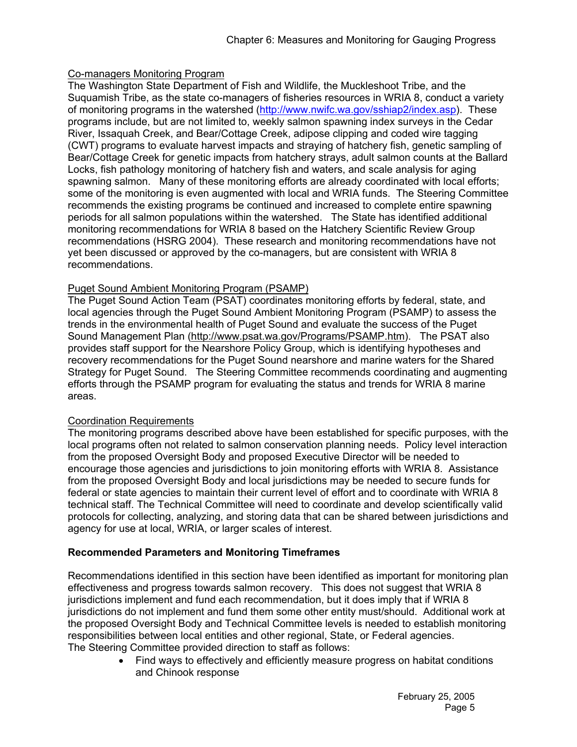### Co-managers Monitoring Program

The Washington State Department of Fish and Wildlife, the Muckleshoot Tribe, and the Suquamish Tribe, as the state co-managers of fisheries resources in WRIA 8, conduct a variety of monitoring programs in the watershed (http://www.nwifc.wa.gov/sshiap2/index.asp). These programs include, but are not limited to, weekly salmon spawning index surveys in the Cedar River, Issaquah Creek, and Bear/Cottage Creek, adipose clipping and coded wire tagging (CWT) programs to evaluate harvest impacts and straying of hatchery fish, genetic sampling of Bear/Cottage Creek for genetic impacts from hatchery strays, adult salmon counts at the Ballard Locks, fish pathology monitoring of hatchery fish and waters, and scale analysis for aging spawning salmon. Many of these monitoring efforts are already coordinated with local efforts; some of the monitoring is even augmented with local and WRIA funds. The Steering Committee recommends the existing programs be continued and increased to complete entire spawning periods for all salmon populations within the watershed. The State has identified additional monitoring recommendations for WRIA 8 based on the Hatchery Scientific Review Group recommendations (HSRG 2004). These research and monitoring recommendations have not yet been discussed or approved by the co-managers, but are consistent with WRIA 8 recommendations.

### Puget Sound Ambient Monitoring Program (PSAMP)

The Puget Sound Action Team (PSAT) coordinates monitoring efforts by federal, state, and local agencies through the Puget Sound Ambient Monitoring Program (PSAMP) to assess the trends in the environmental health of Puget Sound and evaluate the success of the Puget Sound Management Plan (http://www.psat.wa.gov/Programs/PSAMP.htm). The PSAT also provides staff support for the Nearshore Policy Group, which is identifying hypotheses and recovery recommendations for the Puget Sound nearshore and marine waters for the Shared Strategy for Puget Sound. The Steering Committee recommends coordinating and augmenting efforts through the PSAMP program for evaluating the status and trends for WRIA 8 marine areas.

### Coordination Requirements

The monitoring programs described above have been established for specific purposes, with the local programs often not related to salmon conservation planning needs. Policy level interaction from the proposed Oversight Body and proposed Executive Director will be needed to encourage those agencies and jurisdictions to join monitoring efforts with WRIA 8. Assistance from the proposed Oversight Body and local jurisdictions may be needed to secure funds for federal or state agencies to maintain their current level of effort and to coordinate with WRIA 8 technical staff. The Technical Committee will need to coordinate and develop scientifically valid protocols for collecting, analyzing, and storing data that can be shared between jurisdictions and agency for use at local, WRIA, or larger scales of interest.

## Recommended Parameters and Monitoring Timeframes

Recommendations identified in this section have been identified as important for monitoring plan effectiveness and progress towards salmon recovery. This does not suggest that WRIA 8 jurisdictions implement and fund each recommendation, but it does imply that if WRIA 8 jurisdictions do not implement and fund them some other entity must/should. Additional work at the proposed Oversight Body and Technical Committee levels is needed to establish monitoring responsibilities between local entities and other regional, State, or Federal agencies.
The Steering Committee provided direction to staff as follows:

- Find ways to effectively and efficiently measure progress on habitat conditions and Chinook response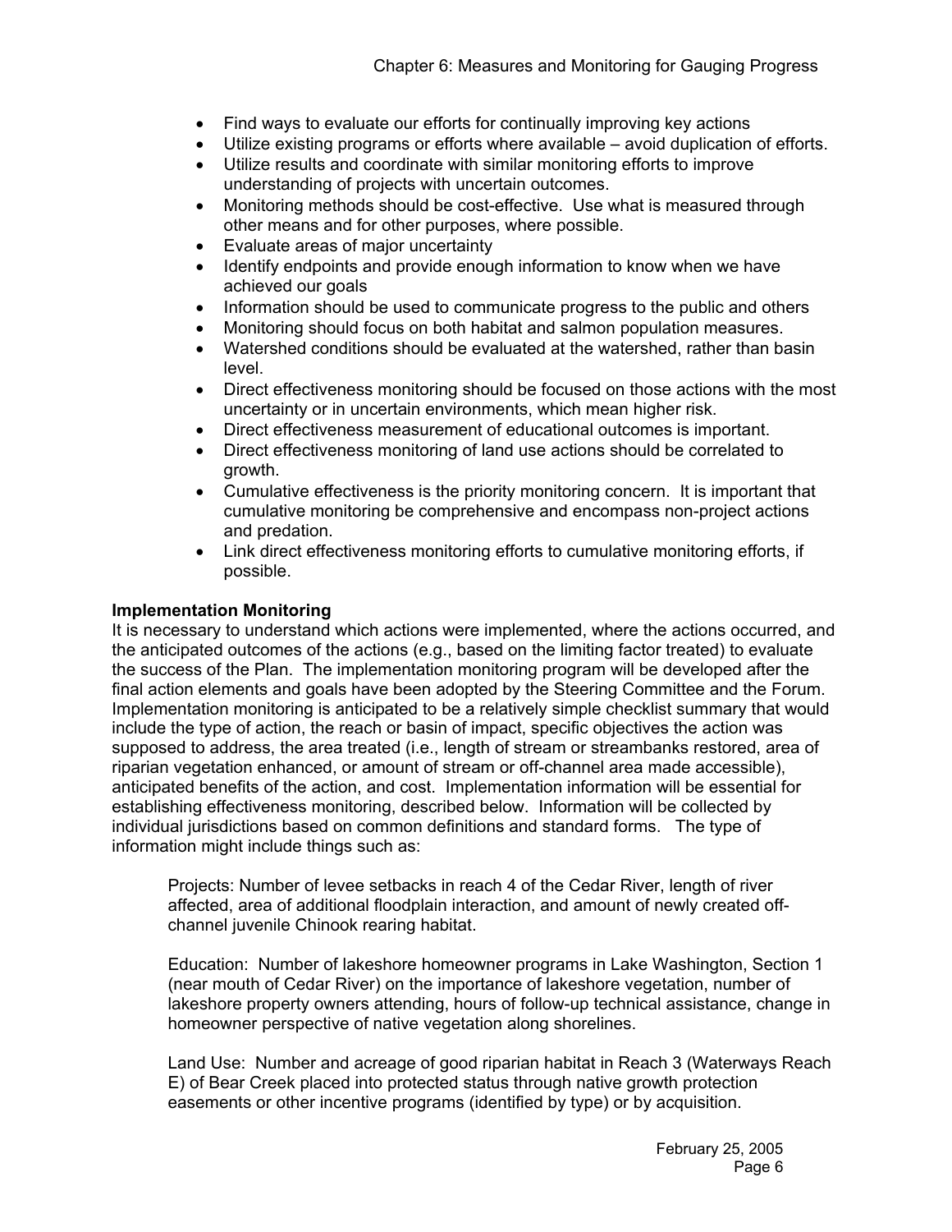- Find ways to evaluate our efforts for continually improving key actions
- Utilize existing programs or efforts where available – avoid duplication of efforts.
- Utilize results and coordinate with similar monitoring efforts to improve understanding of projects with uncertain outcomes.
- Monitoring methods should be cost-effective. Use what is measured through other means and for other purposes, where possible.
- Evaluate areas of major uncertainty
- Identify endpoints and provide enough information to know when we have achieved our goals
- Information should be used to communicate progress to the public and others
- Monitoring should focus on both habitat and salmon population measures.
- Watershed conditions should be evaluated at the watershed, rather than basin level.
- Direct effectiveness monitoring should be focused on those actions with the most uncertainty or in uncertain environments, which mean higher risk.
- Direct effectiveness measurement of educational outcomes is important.
- Direct effectiveness monitoring of land use actions should be correlated to growth.
- Cumulative effectiveness is the priority monitoring concern. It is important that cumulative monitoring be comprehensive and encompass non-project actions and predation.
- Link direct effectiveness monitoring efforts to cumulative monitoring efforts, if possible.

**Implementation Monitoring**

It is necessary to understand which actions were implemented, where the actions occurred, and the anticipated outcomes of the actions (e.g., based on the limiting factor treated) to evaluate the success of the Plan. The implementation monitoring program will be developed after the final action elements and goals have been adopted by the Steering Committee and the Forum. Implementation monitoring is anticipated to be a relatively simple checklist summary that would include the type of action, the reach or basin of impact, specific objectives the action was supposed to address, the area treated (i.e., length of stream or streambanks restored, area of riparian vegetation enhanced, or amount of stream or off-channel area made accessible), anticipated benefits of the action, and cost. Implementation information will be essential for establishing effectiveness monitoring, described below. Information will be collected by individual jurisdictions based on common definitions and standard forms. The type of information might include things such as:

> Projects: Number of levee setbacks in reach 4 of the Cedar River, length of river affected, area of additional floodplain interaction, and amount of newly created off-channel juvenile Chinook rearing habitat.
>
> Education: Number of lakeshore homeowner programs in Lake Washington, Section 1 (near mouth of Cedar River) on the importance of lakeshore vegetation, number of lakeshore property owners attending, hours of follow-up technical assistance, change in homeowner perspective of native vegetation along shorelines.
>
> Land Use: Number and acreage of good riparian habitat in Reach 3 (Waterways Reach E) of Bear Creek placed into protected status through native growth protection easements or other incentive programs (identified by type) or by acquisition.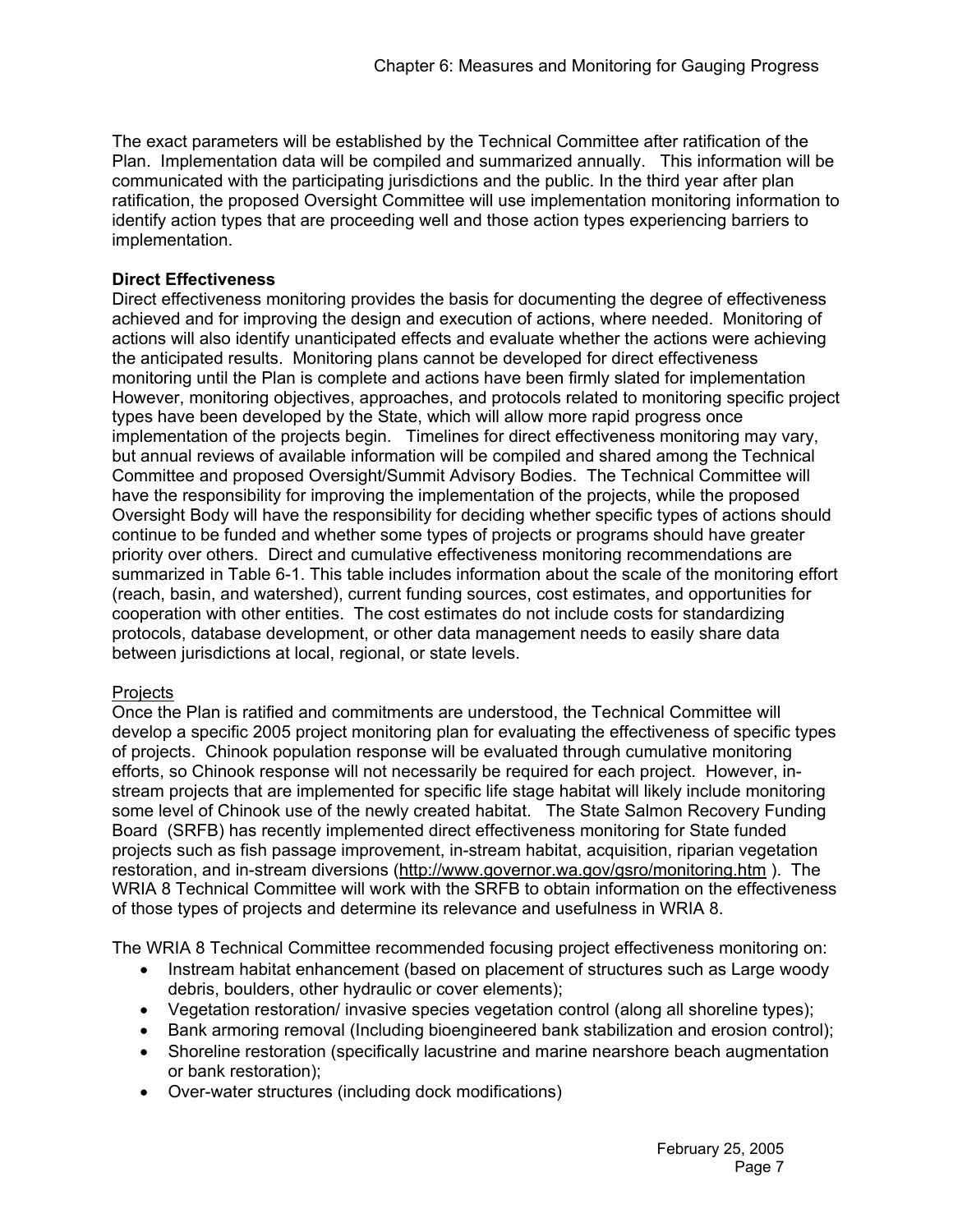The exact parameters will be established by the Technical Committee after ratification of the Plan. Implementation data will be compiled and summarized annually. This information will be communicated with the participating jurisdictions and the public. In the third year after plan ratification, the proposed Oversight Committee will use implementation monitoring information to identify action types that are proceeding well and those action types experiencing barriers to implementation.

**Direct Effectiveness**

Direct effectiveness monitoring provides the basis for documenting the degree of effectiveness achieved and for improving the design and execution of actions, where needed. Monitoring of actions will also identify unanticipated effects and evaluate whether the actions were achieving the anticipated results. Monitoring plans cannot be developed for direct effectiveness monitoring until the Plan is complete and actions have been firmly slated for implementation However, monitoring objectives, approaches, and protocols related to monitoring specific project types have been developed by the State, which will allow more rapid progress once implementation of the projects begin. Timelines for direct effectiveness monitoring may vary, but annual reviews of available information will be compiled and shared among the Technical Committee and proposed Oversight/Summit Advisory Bodies. The Technical Committee will have the responsibility for improving the implementation of the projects, while the proposed Oversight Body will have the responsibility for deciding whether specific types of actions should continue to be funded and whether some types of projects or programs should have greater priority over others. Direct and cumulative effectiveness monitoring recommendations are summarized in Table 6-1. This table includes information about the scale of the monitoring effort (reach, basin, and watershed), current funding sources, cost estimates, and opportunities for cooperation with other entities. The cost estimates do not include costs for standardizing protocols, database development, or other data management needs to easily share data between jurisdictions at local, regional, or state levels.

Projects

Once the Plan is ratified and commitments are understood, the Technical Committee will develop a specific 2005 project monitoring plan for evaluating the effectiveness of specific types of projects. Chinook population response will be evaluated through cumulative monitoring efforts, so Chinook response will not necessarily be required for each project. However, in-stream projects that are implemented for specific life stage habitat will likely include monitoring some level of Chinook use of the newly created habitat. The State Salmon Recovery Funding Board (SRFB) has recently implemented direct effectiveness monitoring for State funded projects such as fish passage improvement, in-stream habitat, acquisition, riparian vegetation restoration, and in-stream diversions (http://www.governor.wa.gov/gsro/monitoring.htm ). The WRIA 8 Technical Committee will work with the SRFB to obtain information on the effectiveness of those types of projects and determine its relevance and usefulness in WRIA 8.

The WRIA 8 Technical Committee recommended focusing project effectiveness monitoring on:

- Instream habitat enhancement (based on placement of structures such as Large woody debris, boulders, other hydraulic or cover elements);
- Vegetation restoration/ invasive species vegetation control (along all shoreline types);
- Bank armoring removal (Including bioengineered bank stabilization and erosion control);
- Shoreline restoration (specifically lacustrine and marine nearshore beach augmentation or bank restoration);
- Over-water structures (including dock modifications)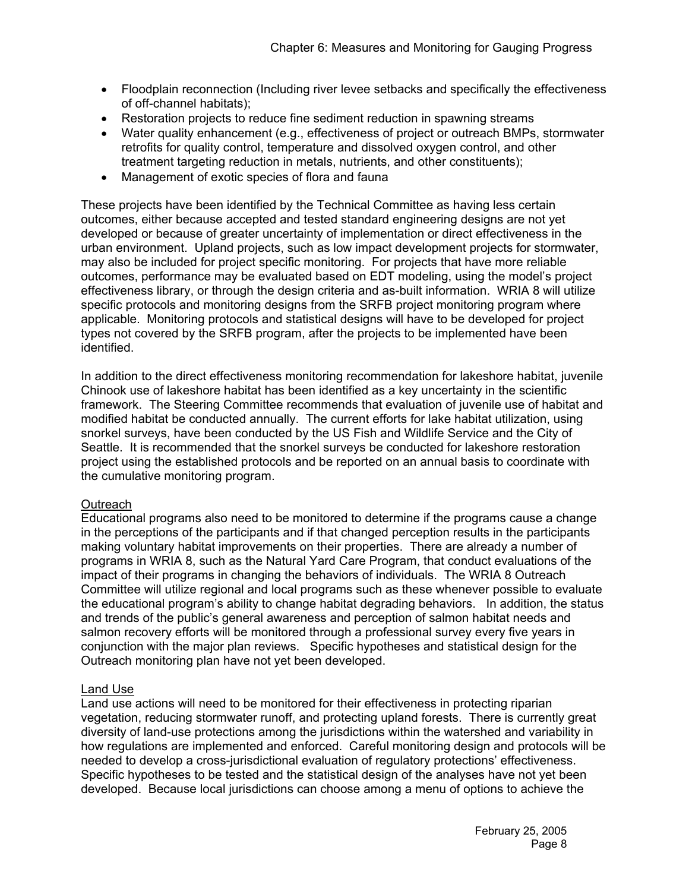- Floodplain reconnection (Including river levee setbacks and specifically the effectiveness of off-channel habitats);
- Restoration projects to reduce fine sediment reduction in spawning streams
- Water quality enhancement (e.g., effectiveness of project or outreach BMPs, stormwater retrofits for quality control, temperature and dissolved oxygen control, and other treatment targeting reduction in metals, nutrients, and other constituents);
- Management of exotic species of flora and fauna

These projects have been identified by the Technical Committee as having less certain outcomes, either because accepted and tested standard engineering designs are not yet developed or because of greater uncertainty of implementation or direct effectiveness in the urban environment. Upland projects, such as low impact development projects for stormwater, may also be included for project specific monitoring. For projects that have more reliable outcomes, performance may be evaluated based on EDT modeling, using the model's project effectiveness library, or through the design criteria and as-built information. WRIA 8 will utilize specific protocols and monitoring designs from the SRFB project monitoring program where applicable. Monitoring protocols and statistical designs will have to be developed for project types not covered by the SRFB program, after the projects to be implemented have been identified.

In addition to the direct effectiveness monitoring recommendation for lakeshore habitat, juvenile Chinook use of lakeshore habitat has been identified as a key uncertainty in the scientific framework. The Steering Committee recommends that evaluation of juvenile use of habitat and modified habitat be conducted annually. The current efforts for lake habitat utilization, using snorkel surveys, have been conducted by the US Fish and Wildlife Service and the City of Seattle. It is recommended that the snorkel surveys be conducted for lakeshore restoration project using the established protocols and be reported on an annual basis to coordinate with the cumulative monitoring program.

### Outreach

Educational programs also need to be monitored to determine if the programs cause a change in the perceptions of the participants and if that changed perception results in the participants making voluntary habitat improvements on their properties. There are already a number of programs in WRIA 8, such as the Natural Yard Care Program, that conduct evaluations of the impact of their programs in changing the behaviors of individuals. The WRIA 8 Outreach Committee will utilize regional and local programs such as these whenever possible to evaluate the educational program's ability to change habitat degrading behaviors. In addition, the status and trends of the public's general awareness and perception of salmon habitat needs and salmon recovery efforts will be monitored through a professional survey every five years in conjunction with the major plan reviews. Specific hypotheses and statistical design for the Outreach monitoring plan have not yet been developed.

### Land Use

Land use actions will need to be monitored for their effectiveness in protecting riparian vegetation, reducing stormwater runoff, and protecting upland forests. There is currently great diversity of land-use protections among the jurisdictions within the watershed and variability in how regulations are implemented and enforced. Careful monitoring design and protocols will be needed to develop a cross-jurisdictional evaluation of regulatory protections' effectiveness. Specific hypotheses to be tested and the statistical design of the analyses have not yet been developed. Because local jurisdictions can choose among a menu of options to achieve the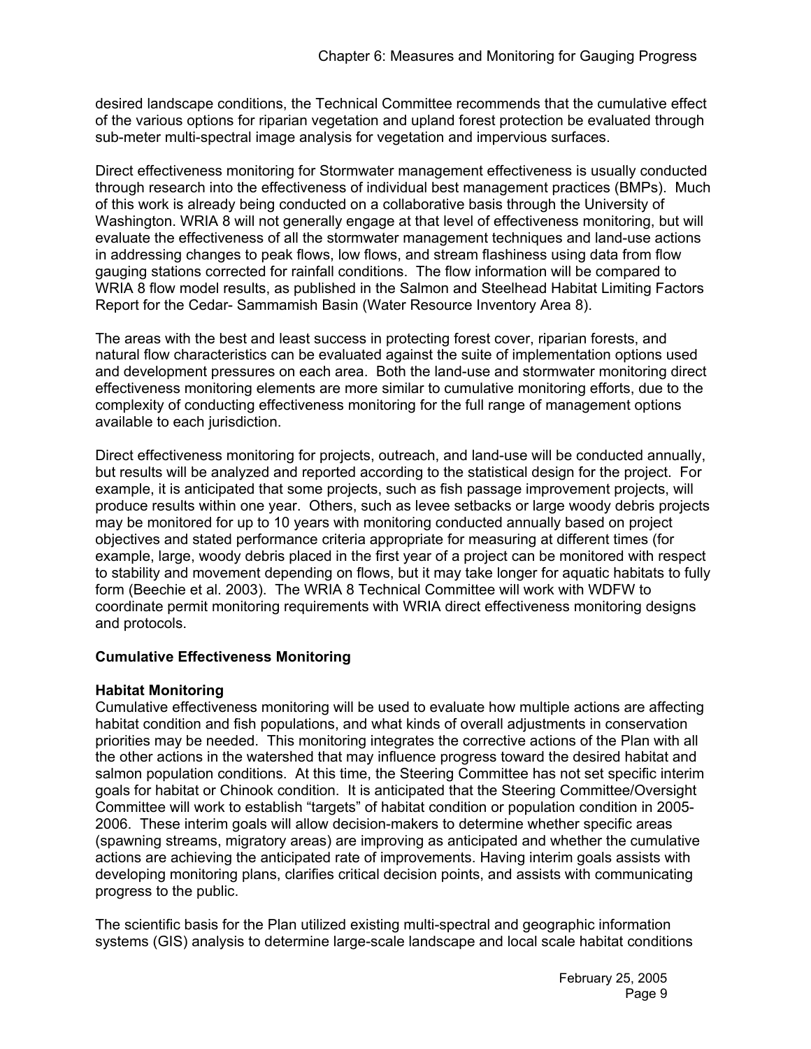desired landscape conditions, the Technical Committee recommends that the cumulative effect of the various options for riparian vegetation and upland forest protection be evaluated through sub-meter multi-spectral image analysis for vegetation and impervious surfaces.

Direct effectiveness monitoring for Stormwater management effectiveness is usually conducted through research into the effectiveness of individual best management practices (BMPs). Much of this work is already being conducted on a collaborative basis through the University of Washington. WRIA 8 will not generally engage at that level of effectiveness monitoring, but will evaluate the effectiveness of all the stormwater management techniques and land-use actions in addressing changes to peak flows, low flows, and stream flashiness using data from flow gauging stations corrected for rainfall conditions. The flow information will be compared to WRIA 8 flow model results, as published in the Salmon and Steelhead Habitat Limiting Factors Report for the Cedar- Sammamish Basin (Water Resource Inventory Area 8).

The areas with the best and least success in protecting forest cover, riparian forests, and natural flow characteristics can be evaluated against the suite of implementation options used and development pressures on each area. Both the land-use and stormwater monitoring direct effectiveness monitoring elements are more similar to cumulative monitoring efforts, due to the complexity of conducting effectiveness monitoring for the full range of management options available to each jurisdiction.

Direct effectiveness monitoring for projects, outreach, and land-use will be conducted annually, but results will be analyzed and reported according to the statistical design for the project. For example, it is anticipated that some projects, such as fish passage improvement projects, will produce results within one year. Others, such as levee setbacks or large woody debris projects may be monitored for up to 10 years with monitoring conducted annually based on project objectives and stated performance criteria appropriate for measuring at different times (for example, large, woody debris placed in the first year of a project can be monitored with respect to stability and movement depending on flows, but it may take longer for aquatic habitats to fully form (Beechie et al. 2003). The WRIA 8 Technical Committee will work with WDFW to coordinate permit monitoring requirements with WRIA direct effectiveness monitoring designs and protocols.

**Cumulative Effectiveness Monitoring**

**Habitat Monitoring**

Cumulative effectiveness monitoring will be used to evaluate how multiple actions are affecting habitat condition and fish populations, and what kinds of overall adjustments in conservation priorities may be needed. This monitoring integrates the corrective actions of the Plan with all the other actions in the watershed that may influence progress toward the desired habitat and salmon population conditions. At this time, the Steering Committee has not set specific interim goals for habitat or Chinook condition. It is anticipated that the Steering Committee/Oversight Committee will work to establish "targets" of habitat condition or population condition in 2005-2006. These interim goals will allow decision-makers to determine whether specific areas (spawning streams, migratory areas) are improving as anticipated and whether the cumulative actions are achieving the anticipated rate of improvements. Having interim goals assists with developing monitoring plans, clarifies critical decision points, and assists with communicating progress to the public.

The scientific basis for the Plan utilized existing multi-spectral and geographic information systems (GIS) analysis to determine large-scale landscape and local scale habitat conditions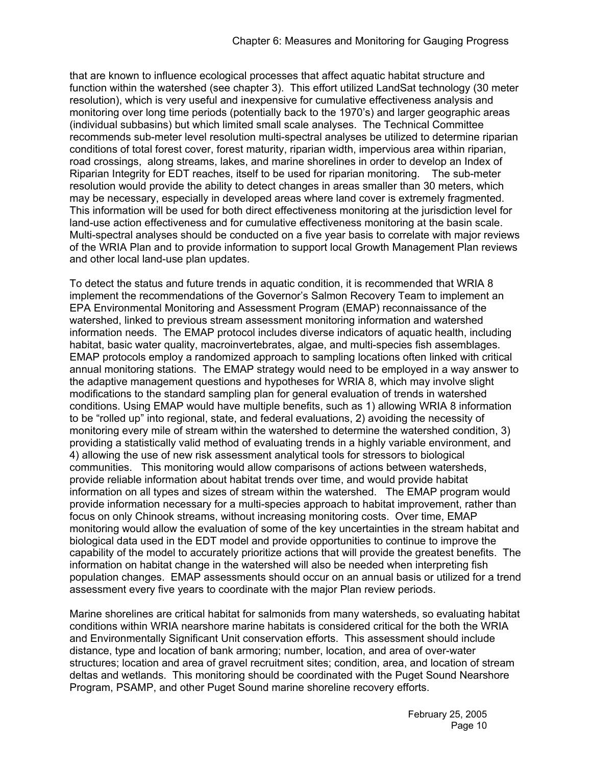that are known to influence ecological processes that affect aquatic habitat structure and function within the watershed (see chapter 3). This effort utilized LandSat technology (30 meter resolution), which is very useful and inexpensive for cumulative effectiveness analysis and monitoring over long time periods (potentially back to the 1970's) and larger geographic areas (individual subbasins) but which limited small scale analyses. The Technical Committee recommends sub-meter level resolution multi-spectral analyses be utilized to determine riparian conditions of total forest cover, forest maturity, riparian width, impervious area within riparian, road crossings, along streams, lakes, and marine shorelines in order to develop an Index of Riparian Integrity for EDT reaches, itself to be used for riparian monitoring. The sub-meter resolution would provide the ability to detect changes in areas smaller than 30 meters, which may be necessary, especially in developed areas where land cover is extremely fragmented. This information will be used for both direct effectiveness monitoring at the jurisdiction level for land-use action effectiveness and for cumulative effectiveness monitoring at the basin scale. Multi-spectral analyses should be conducted on a five year basis to correlate with major reviews of the WRIA Plan and to provide information to support local Growth Management Plan reviews and other local land-use plan updates.

To detect the status and future trends in aquatic condition, it is recommended that WRIA 8 implement the recommendations of the Governor's Salmon Recovery Team to implement an EPA Environmental Monitoring and Assessment Program (EMAP) reconnaissance of the watershed, linked to previous stream assessment monitoring information and watershed information needs. The EMAP protocol includes diverse indicators of aquatic health, including habitat, basic water quality, macroinvertebrates, algae, and multi-species fish assemblages. EMAP protocols employ a randomized approach to sampling locations often linked with critical annual monitoring stations. The EMAP strategy would need to be employed in a way answer to the adaptive management questions and hypotheses for WRIA 8, which may involve slight modifications to the standard sampling plan for general evaluation of trends in watershed conditions. Using EMAP would have multiple benefits, such as 1) allowing WRIA 8 information to be "rolled up" into regional, state, and federal evaluations, 2) avoiding the necessity of monitoring every mile of stream within the watershed to determine the watershed condition, 3) providing a statistically valid method of evaluating trends in a highly variable environment, and 4) allowing the use of new risk assessment analytical tools for stressors to biological communities. This monitoring would allow comparisons of actions between watersheds, provide reliable information about habitat trends over time, and would provide habitat information on all types and sizes of stream within the watershed. The EMAP program would provide information necessary for a multi-species approach to habitat improvement, rather than focus on only Chinook streams, without increasing monitoring costs. Over time, EMAP monitoring would allow the evaluation of some of the key uncertainties in the stream habitat and biological data used in the EDT model and provide opportunities to continue to improve the capability of the model to accurately prioritize actions that will provide the greatest benefits. The information on habitat change in the watershed will also be needed when interpreting fish population changes. EMAP assessments should occur on an annual basis or utilized for a trend assessment every five years to coordinate with the major Plan review periods.

Marine shorelines are critical habitat for salmonids from many watersheds, so evaluating habitat conditions within WRIA nearshore marine habitats is considered critical for the both the WRIA and Environmentally Significant Unit conservation efforts. This assessment should include distance, type and location of bank armoring; number, location, and area of over-water structures; location and area of gravel recruitment sites; condition, area, and location of stream deltas and wetlands. This monitoring should be coordinated with the Puget Sound Nearshore Program, PSAMP, and other Puget Sound marine shoreline recovery efforts.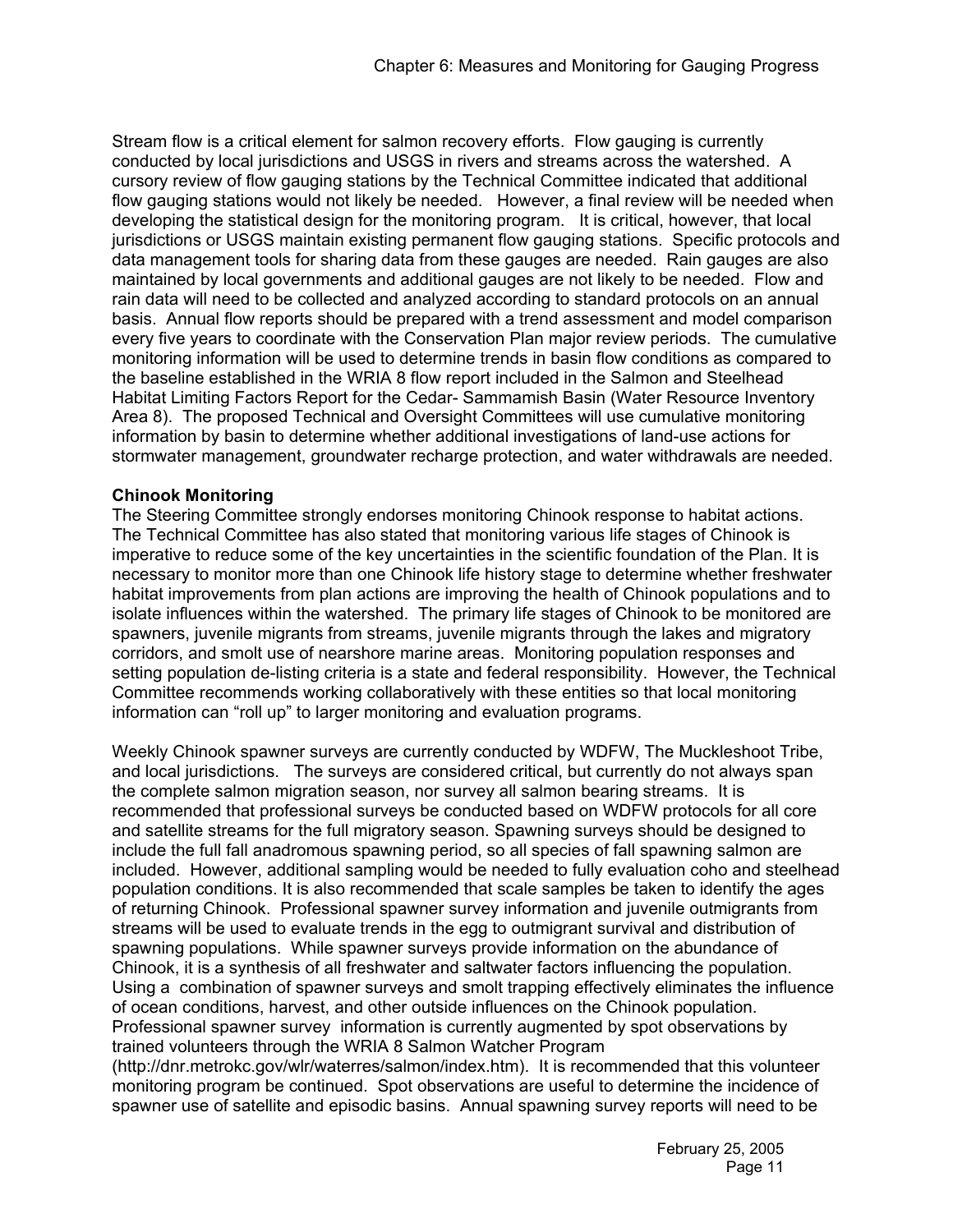Stream flow is a critical element for salmon recovery efforts. Flow gauging is currently conducted by local jurisdictions and USGS in rivers and streams across the watershed. A cursory review of flow gauging stations by the Technical Committee indicated that additional flow gauging stations would not likely be needed. However, a final review will be needed when developing the statistical design for the monitoring program. It is critical, however, that local jurisdictions or USGS maintain existing permanent flow gauging stations. Specific protocols and data management tools for sharing data from these gauges are needed. Rain gauges are also maintained by local governments and additional gauges are not likely to be needed. Flow and rain data will need to be collected and analyzed according to standard protocols on an annual basis. Annual flow reports should be prepared with a trend assessment and model comparison every five years to coordinate with the Conservation Plan major review periods. The cumulative monitoring information will be used to determine trends in basin flow conditions as compared to the baseline established in the WRIA 8 flow report included in the Salmon and Steelhead Habitat Limiting Factors Report for the Cedar- Sammamish Basin (Water Resource Inventory Area 8). The proposed Technical and Oversight Committees will use cumulative monitoring information by basin to determine whether additional investigations of land-use actions for stormwater management, groundwater recharge protection, and water withdrawals are needed.

**Chinook Monitoring**

The Steering Committee strongly endorses monitoring Chinook response to habitat actions. The Technical Committee has also stated that monitoring various life stages of Chinook is imperative to reduce some of the key uncertainties in the scientific foundation of the Plan. It is necessary to monitor more than one Chinook life history stage to determine whether freshwater habitat improvements from plan actions are improving the health of Chinook populations and to isolate influences within the watershed. The primary life stages of Chinook to be monitored are spawners, juvenile migrants from streams, juvenile migrants through the lakes and migratory corridors, and smolt use of nearshore marine areas. Monitoring population responses and setting population de-listing criteria is a state and federal responsibility. However, the Technical Committee recommends working collaboratively with these entities so that local monitoring information can "roll up" to larger monitoring and evaluation programs.

Weekly Chinook spawner surveys are currently conducted by WDFW, The Muckleshoot Tribe, and local jurisdictions. The surveys are considered critical, but currently do not always span the complete salmon migration season, nor survey all salmon bearing streams. It is recommended that professional surveys be conducted based on WDFW protocols for all core and satellite streams for the full migratory season. Spawning surveys should be designed to include the full fall anadromous spawning period, so all species of fall spawning salmon are included. However, additional sampling would be needed to fully evaluation coho and steelhead population conditions. It is also recommended that scale samples be taken to identify the ages of returning Chinook. Professional spawner survey information and juvenile outmigrants from streams will be used to evaluate trends in the egg to outmigrant survival and distribution of spawning populations. While spawner surveys provide information on the abundance of Chinook, it is a synthesis of all freshwater and saltwater factors influencing the population. Using a combination of spawner surveys and smolt trapping effectively eliminates the influence of ocean conditions, harvest, and other outside influences on the Chinook population. Professional spawner survey information is currently augmented by spot observations by trained volunteers through the WRIA 8 Salmon Watcher Program (http://dnr.metrokc.gov/wlr/waterres/salmon/index.htm). It is recommended that this volunteer monitoring program be continued. Spot observations are useful to determine the incidence of spawner use of satellite and episodic basins. Annual spawning survey reports will need to be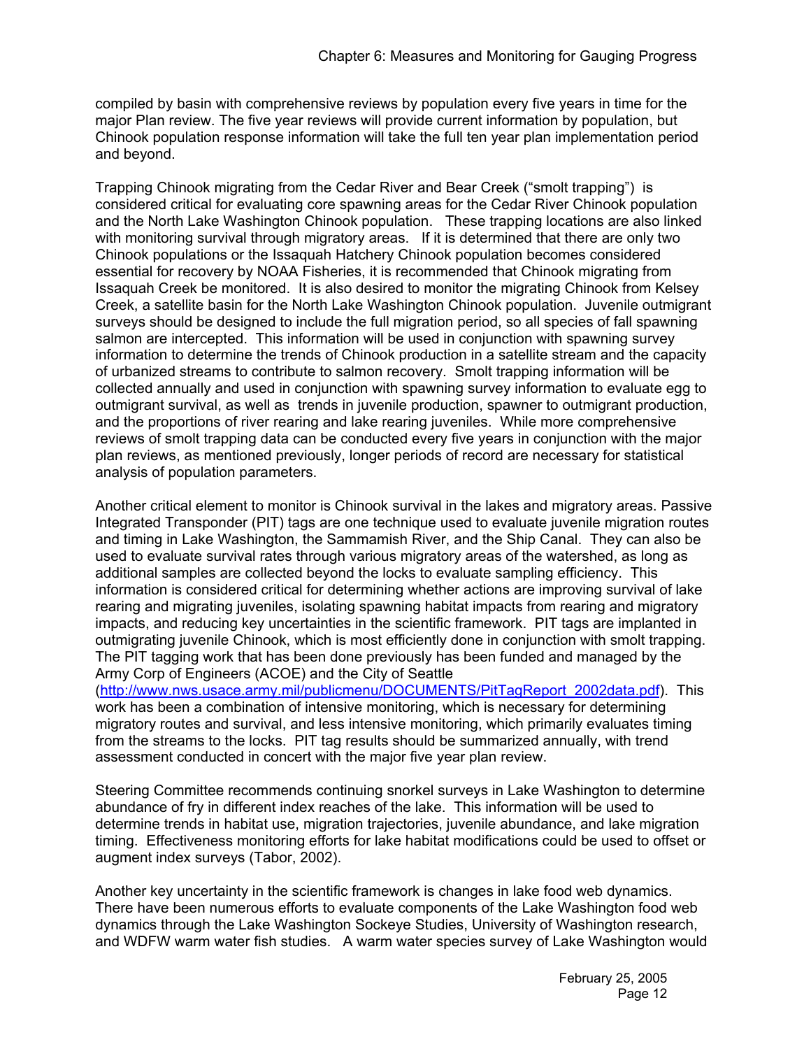compiled by basin with comprehensive reviews by population every five years in time for the major Plan review. The five year reviews will provide current information by population, but Chinook population response information will take the full ten year plan implementation period and beyond.

Trapping Chinook migrating from the Cedar River and Bear Creek ("smolt trapping") is considered critical for evaluating core spawning areas for the Cedar River Chinook population and the North Lake Washington Chinook population. These trapping locations are also linked with monitoring survival through migratory areas. If it is determined that there are only two Chinook populations or the Issaquah Hatchery Chinook population becomes considered essential for recovery by NOAA Fisheries, it is recommended that Chinook migrating from Issaquah Creek be monitored. It is also desired to monitor the migrating Chinook from Kelsey Creek, a satellite basin for the North Lake Washington Chinook population. Juvenile outmigrant surveys should be designed to include the full migration period, so all species of fall spawning salmon are intercepted. This information will be used in conjunction with spawning survey information to determine the trends of Chinook production in a satellite stream and the capacity of urbanized streams to contribute to salmon recovery. Smolt trapping information will be collected annually and used in conjunction with spawning survey information to evaluate egg to outmigrant survival, as well as trends in juvenile production, spawner to outmigrant production, and the proportions of river rearing and lake rearing juveniles. While more comprehensive reviews of smolt trapping data can be conducted every five years in conjunction with the major plan reviews, as mentioned previously, longer periods of record are necessary for statistical analysis of population parameters.

Another critical element to monitor is Chinook survival in the lakes and migratory areas. Passive Integrated Transponder (PIT) tags are one technique used to evaluate juvenile migration routes and timing in Lake Washington, the Sammamish River, and the Ship Canal. They can also be used to evaluate survival rates through various migratory areas of the watershed, as long as additional samples are collected beyond the locks to evaluate sampling efficiency. This information is considered critical for determining whether actions are improving survival of lake rearing and migrating juveniles, isolating spawning habitat impacts from rearing and migratory impacts, and reducing key uncertainties in the scientific framework. PIT tags are implanted in outmigrating juvenile Chinook, which is most efficiently done in conjunction with smolt trapping. The PIT tagging work that has been done previously has been funded and managed by the Army Corp of Engineers (ACOE) and the City of Seattle (http://www.nws.usace.army.mil/publicmenu/DOCUMENTS/PitTagReport_2002data.pdf). This work has been a combination of intensive monitoring, which is necessary for determining migratory routes and survival, and less intensive monitoring, which primarily evaluates timing from the streams to the locks. PIT tag results should be summarized annually, with trend assessment conducted in concert with the major five year plan review.

Steering Committee recommends continuing snorkel surveys in Lake Washington to determine abundance of fry in different index reaches of the lake. This information will be used to determine trends in habitat use, migration trajectories, juvenile abundance, and lake migration timing. Effectiveness monitoring efforts for lake habitat modifications could be used to offset or augment index surveys (Tabor, 2002).

Another key uncertainty in the scientific framework is changes in lake food web dynamics. There have been numerous efforts to evaluate components of the Lake Washington food web dynamics through the Lake Washington Sockeye Studies, University of Washington research, and WDFW warm water fish studies. A warm water species survey of Lake Washington would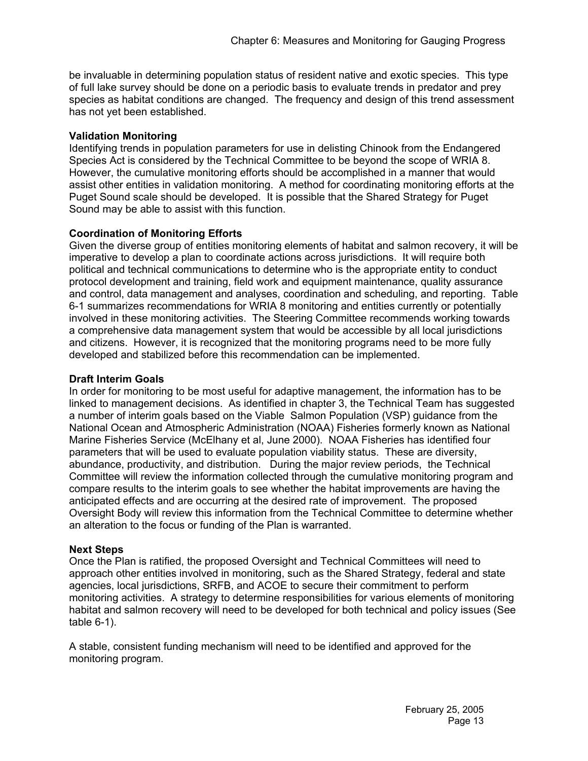be invaluable in determining population status of resident native and exotic species. This type of full lake survey should be done on a periodic basis to evaluate trends in predator and prey species as habitat conditions are changed. The frequency and design of this trend assessment has not yet been established.

**Validation Monitoring**

Identifying trends in population parameters for use in delisting Chinook from the Endangered Species Act is considered by the Technical Committee to be beyond the scope of WRIA 8. However, the cumulative monitoring efforts should be accomplished in a manner that would assist other entities in validation monitoring. A method for coordinating monitoring efforts at the Puget Sound scale should be developed. It is possible that the Shared Strategy for Puget Sound may be able to assist with this function.

**Coordination of Monitoring Efforts**

Given the diverse group of entities monitoring elements of habitat and salmon recovery, it will be imperative to develop a plan to coordinate actions across jurisdictions. It will require both political and technical communications to determine who is the appropriate entity to conduct protocol development and training, field work and equipment maintenance, quality assurance and control, data management and analyses, coordination and scheduling, and reporting. Table 6-1 summarizes recommendations for WRIA 8 monitoring and entities currently or potentially involved in these monitoring activities. The Steering Committee recommends working towards a comprehensive data management system that would be accessible by all local jurisdictions and citizens. However, it is recognized that the monitoring programs need to be more fully developed and stabilized before this recommendation can be implemented.

**Draft Interim Goals**

In order for monitoring to be most useful for adaptive management, the information has to be linked to management decisions. As identified in chapter 3, the Technical Team has suggested a number of interim goals based on the Viable Salmon Population (VSP) guidance from the National Ocean and Atmospheric Administration (NOAA) Fisheries formerly known as National Marine Fisheries Service (McElhany et al, June 2000). NOAA Fisheries has identified four parameters that will be used to evaluate population viability status. These are diversity, abundance, productivity, and distribution. During the major review periods, the Technical Committee will review the information collected through the cumulative monitoring program and compare results to the interim goals to see whether the habitat improvements are having the anticipated effects and are occurring at the desired rate of improvement. The proposed Oversight Body will review this information from the Technical Committee to determine whether an alteration to the focus or funding of the Plan is warranted.

**Next Steps**

Once the Plan is ratified, the proposed Oversight and Technical Committees will need to approach other entities involved in monitoring, such as the Shared Strategy, federal and state agencies, local jurisdictions, SRFB, and ACOE to secure their commitment to perform monitoring activities. A strategy to determine responsibilities for various elements of monitoring habitat and salmon recovery will need to be developed for both technical and policy issues (See table 6-1).

A stable, consistent funding mechanism will need to be identified and approved for the monitoring program.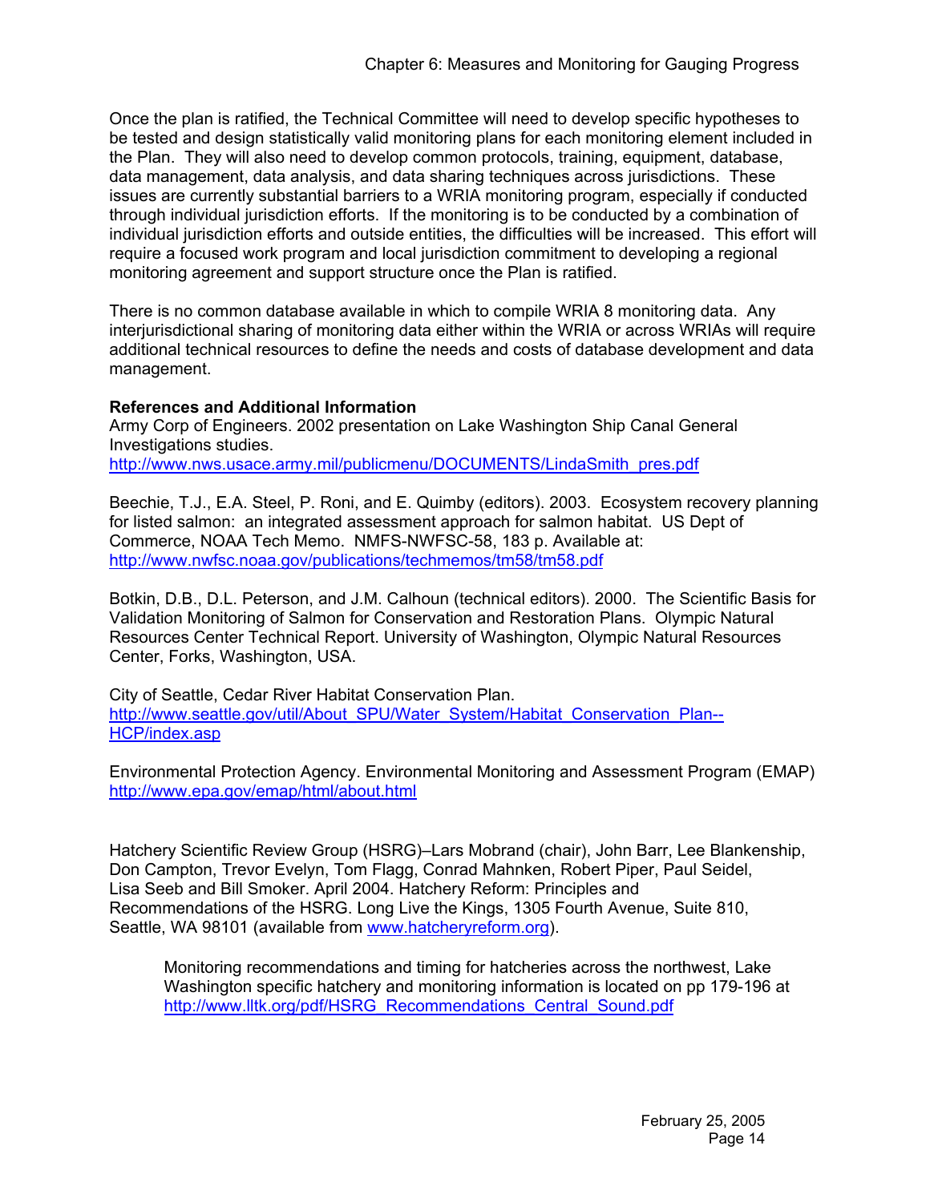Once the plan is ratified, the Technical Committee will need to develop specific hypotheses to be tested and design statistically valid monitoring plans for each monitoring element included in the Plan. They will also need to develop common protocols, training, equipment, database, data management, data analysis, and data sharing techniques across jurisdictions. These issues are currently substantial barriers to a WRIA monitoring program, especially if conducted through individual jurisdiction efforts. If the monitoring is to be conducted by a combination of individual jurisdiction efforts and outside entities, the difficulties will be increased. This effort will require a focused work program and local jurisdiction commitment to developing a regional monitoring agreement and support structure once the Plan is ratified.

There is no common database available in which to compile WRIA 8 monitoring data. Any interjurisdictional sharing of monitoring data either within the WRIA or across WRIAs will require additional technical resources to define the needs and costs of database development and data management.

**References and Additional Information**

Army Corp of Engineers. 2002 presentation on Lake Washington Ship Canal General Investigations studies.
http://www.nws.usace.army.mil/publicmenu/DOCUMENTS/LindaSmith_pres.pdf

Beechie, T.J., E.A. Steel, P. Roni, and E. Quimby (editors). 2003. Ecosystem recovery planning for listed salmon: an integrated assessment approach for salmon habitat. US Dept of Commerce, NOAA Tech Memo. NMFS-NWFSC-58, 183 p. Available at: http://www.nwfsc.noaa.gov/publications/techmemos/tm58/tm58.pdf

Botkin, D.B., D.L. Peterson, and J.M. Calhoun (technical editors). 2000. The Scientific Basis for Validation Monitoring of Salmon for Conservation and Restoration Plans. Olympic Natural Resources Center Technical Report. University of Washington, Olympic Natural Resources Center, Forks, Washington, USA.

City of Seattle, Cedar River Habitat Conservation Plan.
http://www.seattle.gov/util/About_SPU/Water_System/Habitat_Conservation_Plan--HCP/index.asp

Environmental Protection Agency. Environmental Monitoring and Assessment Program (EMAP)
http://www.epa.gov/emap/html/about.html

Hatchery Scientific Review Group (HSRG)–Lars Mobrand (chair), John Barr, Lee Blankenship, Don Campton, Trevor Evelyn, Tom Flagg, Conrad Mahnken, Robert Piper, Paul Seidel, Lisa Seeb and Bill Smoker. April 2004. Hatchery Reform: Principles and Recommendations of the HSRG. Long Live the Kings, 1305 Fourth Avenue, Suite 810, Seattle, WA 98101 (available from www.hatcheryreform.org).

> Monitoring recommendations and timing for hatcheries across the northwest, Lake Washington specific hatchery and monitoring information is located on pp 179-196 at http://www.lltk.org/pdf/HSRG_Recommendations_Central_Sound.pdf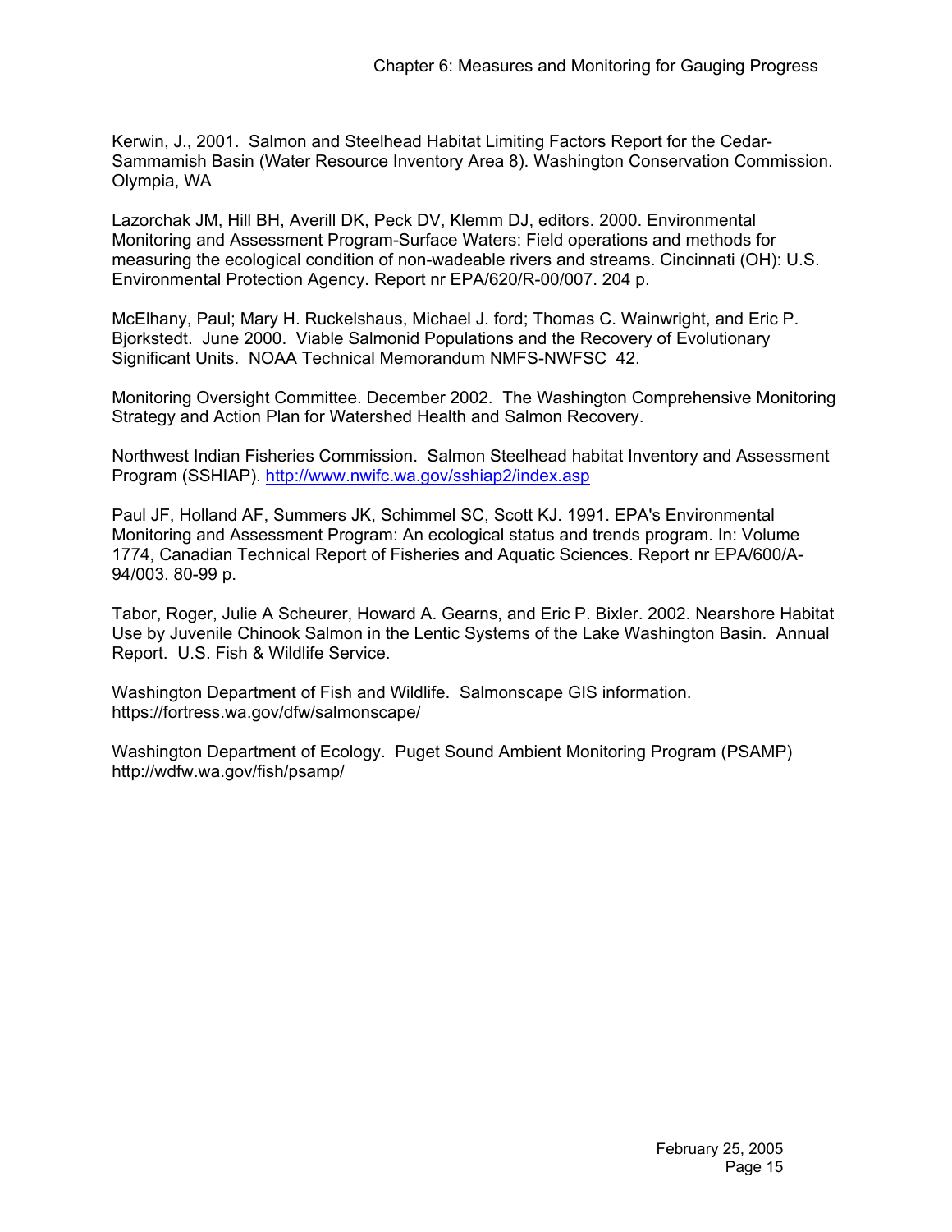Kerwin, J., 2001. Salmon and Steelhead Habitat Limiting Factors Report for the Cedar-Sammamish Basin (Water Resource Inventory Area 8). Washington Conservation Commission. Olympia, WA

Lazorchak JM, Hill BH, Averill DK, Peck DV, Klemm DJ, editors. 2000. Environmental Monitoring and Assessment Program-Surface Waters: Field operations and methods for measuring the ecological condition of non-wadeable rivers and streams. Cincinnati (OH): U.S. Environmental Protection Agency. Report nr EPA/620/R-00/007. 204 p.

McElhany, Paul; Mary H. Ruckelshaus, Michael J. ford; Thomas C. Wainwright, and Eric P. Bjorkstedt. June 2000. Viable Salmonid Populations and the Recovery of Evolutionary Significant Units. NOAA Technical Memorandum NMFS-NWFSC 42.

Monitoring Oversight Committee. December 2002. The Washington Comprehensive Monitoring Strategy and Action Plan for Watershed Health and Salmon Recovery.

Northwest Indian Fisheries Commission. Salmon Steelhead habitat Inventory and Assessment Program (SSHIAP). http://www.nwifc.wa.gov/sshiap2/index.asp

Paul JF, Holland AF, Summers JK, Schimmel SC, Scott KJ. 1991. EPA's Environmental Monitoring and Assessment Program: An ecological status and trends program. In: Volume 1774, Canadian Technical Report of Fisheries and Aquatic Sciences. Report nr EPA/600/A-94/003. 80-99 p.

Tabor, Roger, Julie A Scheurer, Howard A. Gearns, and Eric P. Bixler. 2002. Nearshore Habitat Use by Juvenile Chinook Salmon in the Lentic Systems of the Lake Washington Basin. Annual Report. U.S. Fish & Wildlife Service.

Washington Department of Fish and Wildlife. Salmonscape GIS information. https://fortress.wa.gov/dfw/salmonscape/

Washington Department of Ecology. Puget Sound Ambient Monitoring Program (PSAMP) http://wdfw.wa.gov/fish/psamp/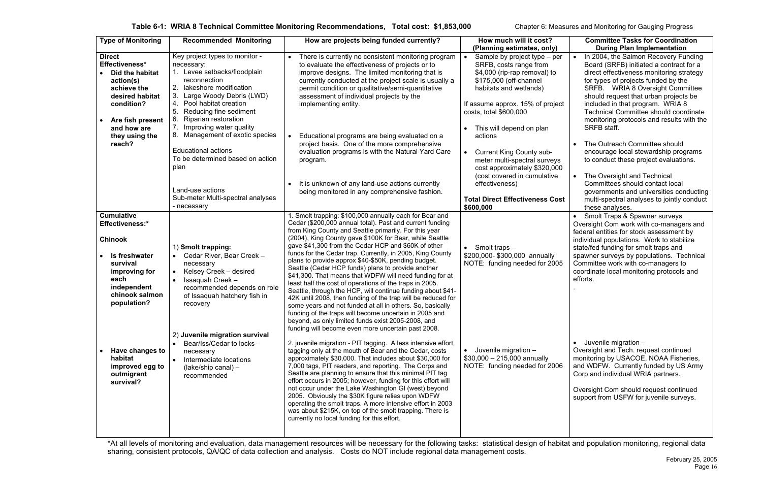**Table 6-1: WRIA 8 Technical Committee Monitoring Recommendations, Total cost: $1,853,000**

| Type of Monitoring | Recommended Monitoring | How are projects being funded currently? | How much will it cost? (Planning estimates, only) | Committee Tasks for Coordination During Plan Implementation |
|---|---|---|---|---|
| **Direct Effectiveness*** <br>• **Did the habitat action(s) achieve the desired habitat condition?** <br>• **Are fish present and how are they using the reach?** | Key project types to monitor - necessary: <br>1. Levee setbacks/floodplain reconnection <br>2. lakeshore modification <br>3. Large Woody Debris (LWD) <br>4. Pool habitat creation <br>5. Reducing fine sediment <br>6. Riparian restoration <br>7. Improving water quality <br>8. Management of exotic species <br><br>Educational actions <br>To be determined based on action plan <br><br>Land-use actions <br>Sub-meter Multi-spectral analyses - necessary | • There is currently no consistent monitoring program to evaluate the effectiveness of projects or to improve designs. The limited monitoring that is currently conducted at the project scale is usually a permit condition or qualitative/semi-quantitative assessment of individual projects by the implementing entity. <br><br>• Educational programs are being evaluated on a project basis. One of the more comprehensive evaluation programs is with the Natural Yard Care program. <br><br>• It is unknown of any land-use actions currently being monitored in any comprehensive fashion. | • Sample by project type – per SRFB, costs range from $4,000 (rip-rap removal) to $175,000 (off-channel habitats and wetlands) <br><br>If assume approx. 15% of project costs, total $600,000 <br><br>• This will depend on plan actions <br><br>• Current King County sub-meter multi-spectral surveys cost approximately $320,000 (cost covered in cumulative effectiveness) <br><br>**Total Direct Effectiveness Cost $600,000** | • In 2004, the Salmon Recovery Funding Board (SRFB) initiated a contract for a direct effectiveness monitoring strategy for types of projects funded by the SRFB. WRIA 8 Oversight Committee should request that urban projects be included in that program. WRIA 8 Technical Committee should coordinate monitoring protocols and results with the SRFB staff. <br><br>• The Outreach Committee should encourage local stewardship programs to conduct these project evaluations. <br><br>• The Oversight and Technical Committees should contact local governments and universities conducting multi-spectral analyses to jointly conduct these analyses. |
| **Cumulative Effectiveness:*** <br><br>**Chinook** <br><br>• **Is freshwater survival improving for each independent chinook salmon population?** | 1) **Smolt trapping:** <br>• Cedar River, Bear Creek – necessary <br>• Kelsey Creek – desired <br>• Issaquah Creek – recommended depends on role of Issaquah hatchery fish in recovery | 1. Smolt trapping: $100,000 annually each for Bear and Cedar ($200,000 annual total). Past and current funding from King County and Seattle primarily. For this year (2004), King County gave $100K for Bear, while Seattle gave $41,300 from the Cedar HCP and $60K of other funds for the Cedar trap. Currently, in 2005, King County plans to provide approx $40-$50K, pending budget. Seattle (Cedar HCP funds) plans to provide another $41,300. That means that WDFW will need funding for at least half the cost of operations of the traps in 2005. Seattle, through the HCP, will continue funding about $41-42K until 2008, then funding of the trap will be reduced for some years and not funded at all in others. So, basically funding of the traps will become uncertain in 2005 and beyond, as only limited funds exist 2005-2008, and funding will become even more uncertain past 2008. | • Smolt traps – <br>$200,000- $300,000 annually <br>NOTE: funding needed for 2005 | • Smolt Traps & Spawner surveys <br>Oversight Com work with co-managers and federal entities for stock assessment by individual populations. Work to stabilize state/fed funding for smolt traps and spawner surveys by populations. Technical Committee work with co-managers to coordinate local monitoring protocols and efforts. |
| • **Have changes to habitat improved egg to outmigrant survival?** | 2) **Juvenile migration survival** <br>• Bear/Iss/Cedar to locks– necessary <br>• Intermediate locations (lake/ship canal) – recommended | 2. juvenile migration - PIT tagging. A less intensive effort, tagging only at the mouth of Bear and the Cedar, costs approximately $30,000. That includes about $30,000 for 7,000 tags, PIT readers, and reporting. The Corps and Seattle are planning to ensure that this minimal PIT tag effort occurs in 2005; however, funding for this effort will not occur under the Lake Washington GI (west) beyond 2005. Obviously the $30K figure relies upon WDFW operating the smolt traps. A more intensive effort in 2003 was about $215K, on top of the smolt trapping. There is currently no local funding for this effort. | • Juvenile migration – <br>$30,000 – 215,000 annually <br>NOTE: funding needed for 2006 | • Juvenile migration – <br>Oversight and Tech. request continued monitoring by USACOE, NOAA Fisheries, and WDFW. Currently funded by US Army Corp and individual WRIA partners. <br><br>Oversight Com should request continued support from USFW for juvenile surveys. |

*At all levels of monitoring and evaluation, data management resources will be necessary for the following tasks: statistical design of habitat and population monitoring, regional data sharing, consistent protocols, QA/QC of data collection and analysis. Costs do NOT include regional data management costs.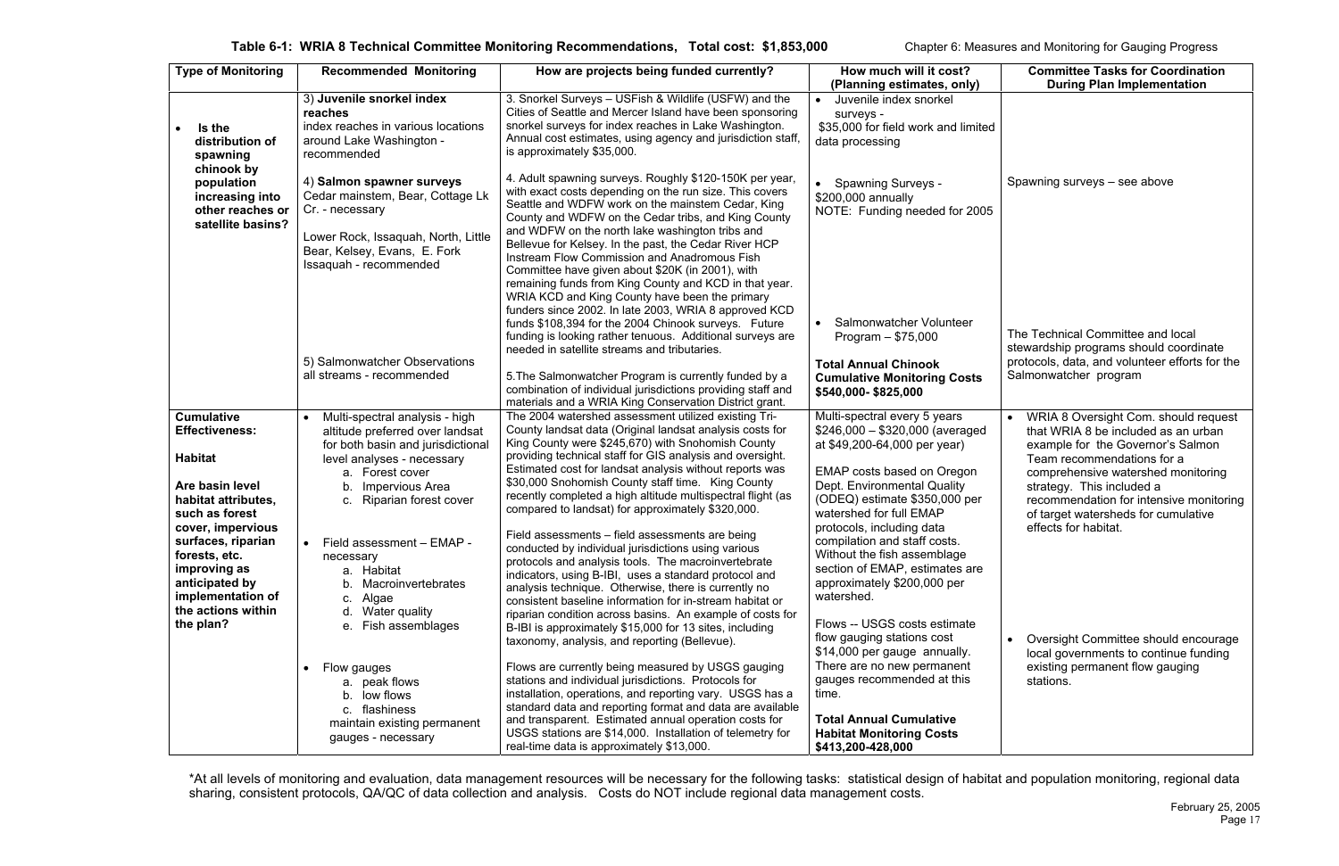**Table 6-1: WRIA 8 Technical Committee Monitoring Recommendations, Total cost: $1,853,000**

| Type of Monitoring | Recommended Monitoring | How are projects being funded currently? | How much will it cost? (Planning estimates, only) | Committee Tasks for Coordination During Plan Implementation |
|---|---|---|---|---|
| • **Is the distribution of spawning chinook by population increasing into other reaches or satellite basins?** | 3) **Juvenile snorkel index reaches** index reaches in various locations around Lake Washington - recommended<br><br>4) **Salmon spawner surveys** Cedar mainstem, Bear, Cottage Lk Cr. - necessary<br><br>Lower Rock, Issaquah, North, Little Bear, Kelsey, Evans, E. Fork Issaquah - recommended<br><br>5) Salmonwatcher Observations all streams - recommended | 3. Snorkel Surveys – USFish & Wildlife (USFW) and the Cities of Seattle and Mercer Island have been sponsoring snorkel surveys for index reaches in Lake Washington. Annual cost estimates, using agency and jurisdiction staff, is approximately $35,000.<br><br>4. Adult spawning surveys. Roughly $120-150K per year, with exact costs depending on the run size. This covers Seattle and WDFW work on the mainstem Cedar, King County and WDFW on the Cedar tribs, and King County and WDFW on the north lake washington tribs and Bellevue for Kelsey. In the past, the Cedar River HCP Instream Flow Commission and Anadromous Fish Committee have given about $20K (in 2001), with remaining funds from King County and KCD in that year. WRIA KCD and King County have been the primary funders since 2002. In late 2003, WRIA 8 approved KCD funds $108,394 for the 2004 Chinook surveys. Future funding is looking rather tenuous. Additional surveys are needed in satellite streams and tributaries.<br><br>5.The Salmonwatcher Program is currently funded by a combination of individual jurisdictions providing staff and materials and a WRIA King Conservation District grant. | • Juvenile index snorkel surveys - $35,000 for field work and limited data processing<br><br>• Spawning Surveys - $200,000 annually NOTE: Funding needed for 2005<br><br>• Salmonwatcher Volunteer Program – $75,000<br><br>**Total Annual Chinook Cumulative Monitoring Costs $540,000- $825,000** | Spawning surveys – see above<br><br>The Technical Committee and local stewardship programs should coordinate protocols, data, and volunteer efforts for the Salmonwatcher program |
| **Cumulative Effectiveness:**<br><br>**Habitat**<br><br>**Are basin level habitat attributes, such as forest cover, impervious surfaces, riparian forests, etc. improving as anticipated by implementation of the actions within the plan?** | • Multi-spectral analysis - high altitude preferred over landsat for both basin and jurisdictional level analyses - necessary<br>a. Forest cover<br>b. Impervious Area<br>c. Riparian forest cover<br><br>• Field assessment – EMAP - necessary<br>a. Habitat<br>b. Macroinvertebrates<br>c. Algae<br>d. Water quality<br>e. Fish assemblages<br><br>• Flow gauges<br>a. peak flows<br>b. low flows<br>c. flashiness<br>maintain existing permanent gauges - necessary | The 2004 watershed assessment utilized existing Tri-County landsat data (Original landsat analysis costs for King County were $245,670) with Snohomish County providing technical staff for GIS analysis and oversight. Estimated cost for landsat analysis without reports was $30,000 Snohomish County staff time. King County recently completed a high altitude multispectral flight (as compared to landsat) for approximately $320,000.<br><br>Field assessments – field assessments are being conducted by individual jurisdictions using various protocols and analysis tools. The macroinvertebrate indicators, using B-IBI, uses a standard protocol and analysis technique. Otherwise, there is currently no consistent baseline information for in-stream habitat or riparian condition across basins. An example of costs for B-IBI is approximately $15,000 for 13 sites, including taxonomy, analysis, and reporting (Bellevue).<br><br>Flows are currently being measured by USGS gauging stations and individual jurisdictions. Protocols for installation, operations, and reporting vary. USGS has a standard data and reporting format and data are available and transparent. Estimated annual operation costs for USGS stations are $14,000. Installation of telemetry for real-time data is approximately $13,000. | Multi-spectral every 5 years $246,000 – $320,000 (averaged at $49,200-64,000 per year)<br><br>EMAP costs based on Oregon Dept. Environmental Quality (ODEQ) estimate $350,000 per watershed for full EMAP protocols, including data compilation and staff costs. Without the fish assemblage section of EMAP, estimates are approximately $200,000 per watershed.<br><br>Flows -- USGS costs estimate flow gauging stations cost $14,000 per gauge annually. There are no new permanent gauges recommended at this time.<br><br>**Total Annual Cumulative Habitat Monitoring Costs $413,200-428,000** | • WRIA 8 Oversight Com. should request that WRIA 8 be included as an urban example for the Governor's Salmon Team recommendations for a comprehensive watershed monitoring strategy. This included a recommendation for intensive monitoring of target watersheds for cumulative effects for habitat.<br><br>• Oversight Committee should encourage local governments to continue funding existing permanent flow gauging stations. |

*At all levels of monitoring and evaluation, data management resources will be necessary for the following tasks: statistical design of habitat and population monitoring, regional data sharing, consistent protocols, QA/QC of data collection and analysis. Costs do NOT include regional data management costs.